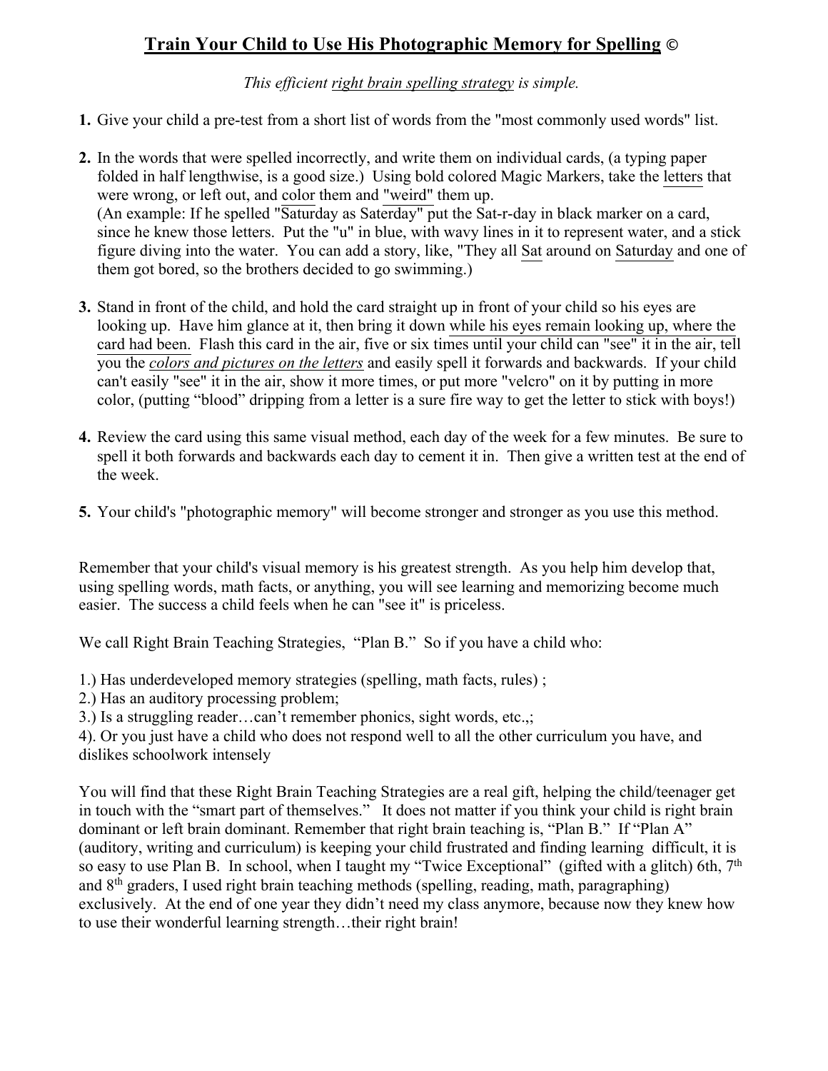# Train Your Child to Use His Photographic Memory for Spelling ©

*This efficient right brain spelling strategy is simple.*

1. Give your child a pre-test from a short list of words from the "most commonly used words" list.

2. In the words that were spelled incorrectly, and write them on individual cards, (a typing paper folded in half lengthwise, is a good size.) Using bold colored Magic Markers, take the letters that were wrong, or left out, and color them and "weird" them up.
   (An example: If he spelled "Saturday as Saterday" put the Sat-r-day in black marker on a card, since he knew those letters. Put the "u" in blue, with wavy lines in it to represent water, and a stick figure diving into the water. You can add a story, like, "They all Sat around on Saturday and one of them got bored, so the brothers decided to go swimming.)

3. Stand in front of the child, and hold the card straight up in front of your child so his eyes are looking up. Have him glance at it, then bring it down while his eyes remain looking up, where the card had been. Flash this card in the air, five or six times until your child can "see" it in the air, tell you the *colors and pictures on the letters* and easily spell it forwards and backwards. If your child can't easily "see" it in the air, show it more times, or put more "velcro" on it by putting in more color, (putting "blood" dripping from a letter is a sure fire way to get the letter to stick with boys!)

4. Review the card using this same visual method, each day of the week for a few minutes. Be sure to spell it both forwards and backwards each day to cement it in. Then give a written test at the end of the week.

5. Your child's "photographic memory" will become stronger and stronger as you use this method.

Remember that your child's visual memory is his greatest strength. As you help him develop that, using spelling words, math facts, or anything, you will see learning and memorizing become much easier. The success a child feels when he can "see it" is priceless.

We call Right Brain Teaching Strategies, "Plan B." So if you have a child who:

1.) Has underdeveloped memory strategies (spelling, math facts, rules) ;
2.) Has an auditory processing problem;
3.) Is a struggling reader…can't remember phonics, sight words, etc.,;
4). Or you just have a child who does not respond well to all the other curriculum you have, and dislikes schoolwork intensely

You will find that these Right Brain Teaching Strategies are a real gift, helping the child/teenager get in touch with the "smart part of themselves." It does not matter if you think your child is right brain dominant or left brain dominant. Remember that right brain teaching is, "Plan B." If "Plan A" (auditory, writing and curriculum) is keeping your child frustrated and finding learning difficult, it is so easy to use Plan B. In school, when I taught my "Twice Exceptional" (gifted with a glitch) 6th, 7th and 8th graders, I used right brain teaching methods (spelling, reading, math, paragraphing) exclusively. At the end of one year they didn't need my class anymore, because now they knew how to use their wonderful learning strength…their right brain!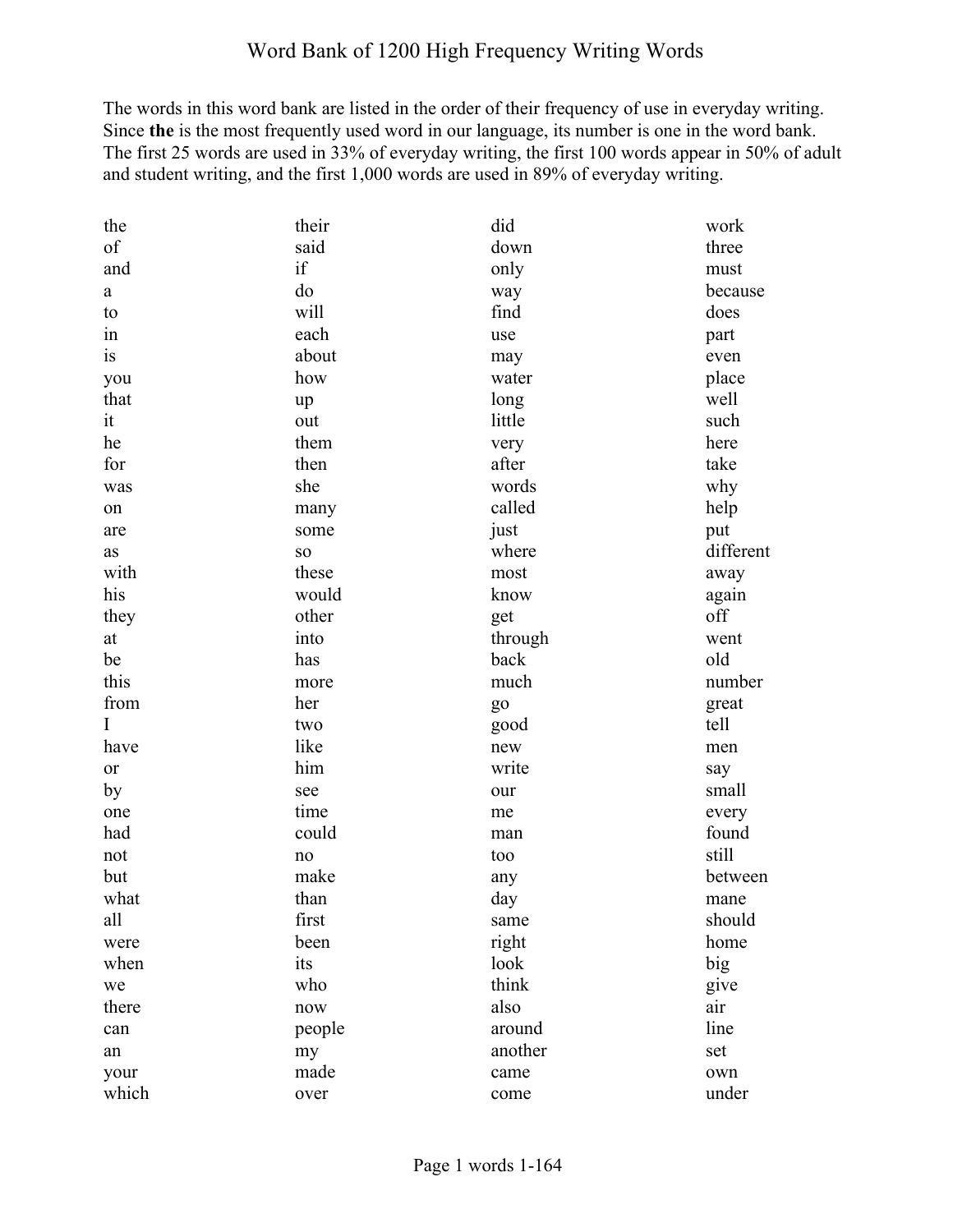# Word Bank of 1200 High Frequency Writing Words

The words in this word bank are listed in the order of their frequency of use in everyday writing. Since **the** is the most frequently used word in our language, its number is one in the word bank. The first 25 words are used in 33% of everyday writing, the first 100 words appear in 50% of adult and student writing, and the first 1,000 words are used in 89% of everyday writing.

the
of
and
a
to
in
is
you
that
it
he
for
was
on
are
as
with
his
they
at
be
this
from
I
have
or
by
one
had
not
but
what
all
were
when
we
there
can
an
your
which
their
said
if
do
will
each
about
how
up
out
them
then
she
many
some
so
these
would
other
into
has
more
her
two
like
him
see
time
could
no
make
than
first
been
its
who
now
people
my
made
over
did
down
only
way
find
use
may
water
long
little
very
after
words
called
just
where
most
know
get
through
back
much
go
good
new
write
our
me
man
too
any
day
same
right
look
think
also
around
another
came
come
work
three
must
because
does
part
even
place
well
such
here
take
why
help
put
different
away
again
off
went
old
number
great
tell
men
say
small
every
found
still
between
mane
should
home
big
give
air
line
set
own
under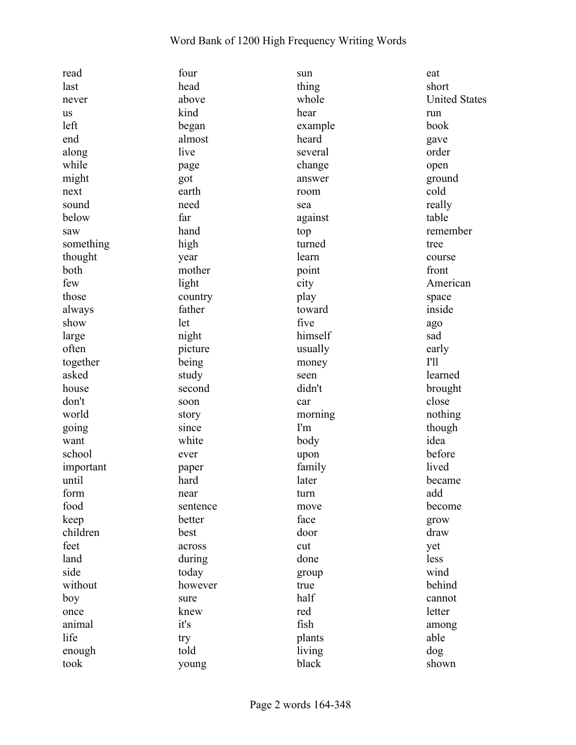read
last
never
us
left
end
along
while
might
next
sound
below
saw
something
thought
both
few
those
always
show
large
often
together
asked
house
don't
world
going
want
school
important
until
form
food
keep
children
feet
land
side
without
boy
once
animal
life
enough
took
four
head
above
kind
began
almost
live
page
got
earth
need
far
hand
high
year
mother
light
country
father
let
night
picture
being
study
second
soon
story
since
white
ever
paper
hard
near
sentence
better
best
across
during
today
however
sure
knew
it's
try
told
young
sun
thing
whole
hear
example
heard
several
change
answer
room
sea
against
top
turned
learn
point
city
play
toward
five
himself
usually
money
seen
didn't
car
morning
I'm
body
upon
family
later
turn
move
face
door
cut
done
group
true
half
red
fish
plants
living
black
eat
short
United States
run
book
gave
order
open
ground
cold
really
table
remember
tree
course
front
American
space
inside
ago
sad
early
I'll
learned
brought
close
nothing
though
idea
before
lived
became
add
become
grow
draw
yet
less
wind
behind
cannot
letter
among
able
dog
shown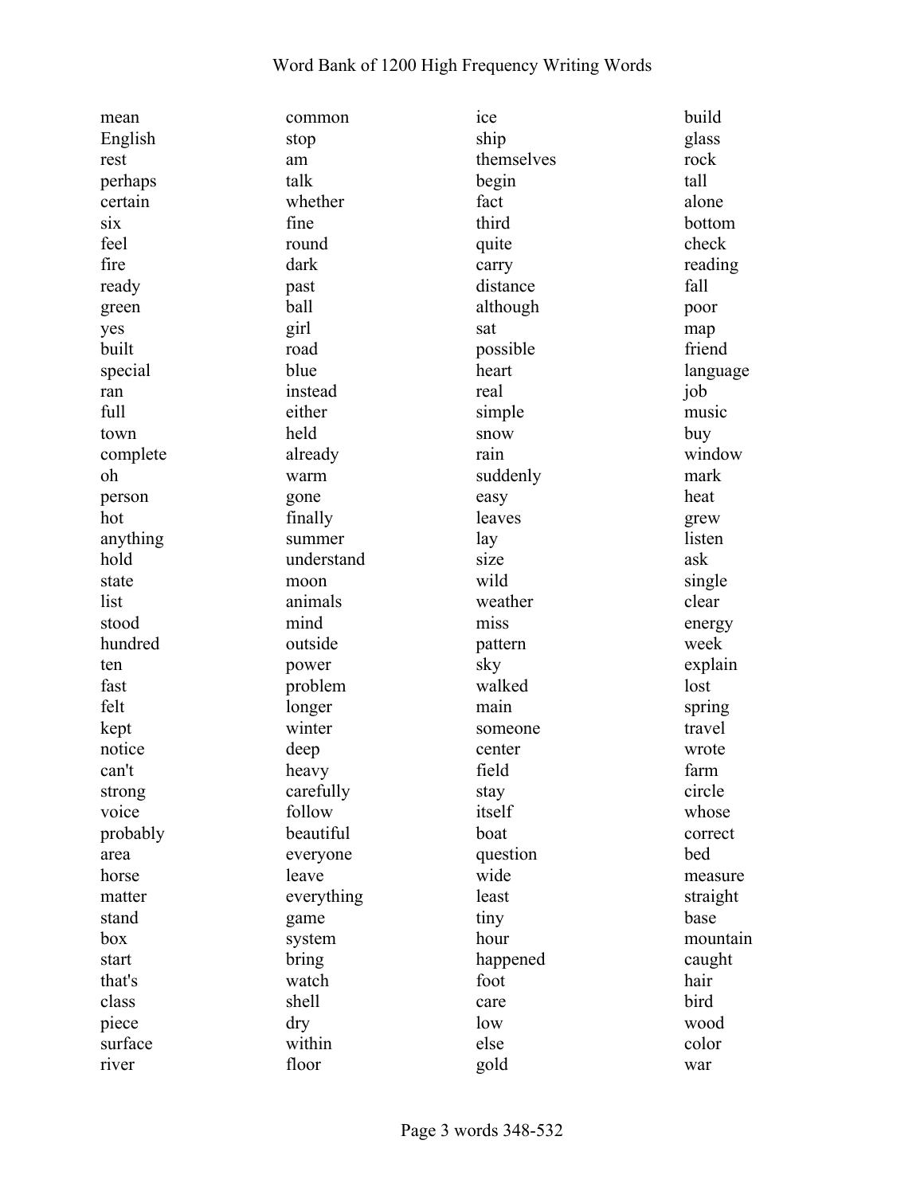mean
English
rest
perhaps
certain
six
feel
fire
ready
green
yes
built
special
ran
full
town
complete
oh
person
hot
anything
hold
state
list
stood
hundred
ten
fast
felt
kept
notice
can't
strong
voice
probably
area
horse
matter
stand
box
start
that's
class
piece
surface
river
common
stop
am
talk
whether
fine
round
dark
past
ball
girl
road
blue
instead
either
held
already
warm
gone
finally
summer
understand
moon
animals
mind
outside
power
problem
longer
winter
deep
heavy
carefully
follow
beautiful
everyone
leave
everything
game
system
bring
watch
shell
dry
within
floor
ice
ship
themselves
begin
fact
third
quite
carry
distance
although
sat
possible
heart
real
simple
snow
rain
suddenly
easy
leaves
lay
size
wild
weather
miss
pattern
sky
walked
main
someone
center
field
stay
itself
boat
question
wide
least
tiny
hour
happened
foot
care
low
else
gold
build
glass
rock
tall
alone
bottom
check
reading
fall
poor
map
friend
language
job
music
buy
window
mark
heat
grew
listen
ask
single
clear
energy
week
explain
lost
spring
travel
wrote
farm
circle
whose
correct
bed
measure
straight
base
mountain
caught
hair
bird
wood
color
war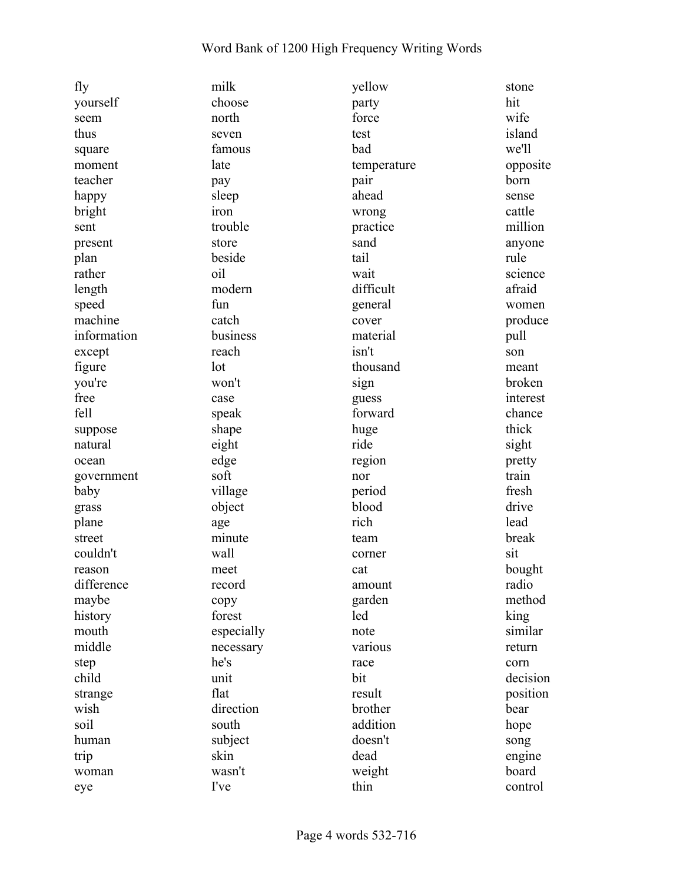fly
yourself
seem
thus
square
moment
teacher
happy
bright
sent
present
plan
rather
length
speed
machine
information
except
figure
you're
free
fell
suppose
natural
ocean
government
baby
grass
plane
street
couldn't
reason
difference
maybe
history
mouth
middle
step
child
strange
wish
soil
human
trip
woman
eye
milk
choose
north
seven
famous
late
pay
sleep
iron
trouble
store
beside
oil
modern
fun
catch
business
reach
lot
won't
case
speak
shape
eight
edge
soft
village
object
age
minute
wall
meet
record
copy
forest
especially
necessary
he's
unit
flat
direction
south
subject
skin
wasn't
I've
yellow
party
force
test
bad
temperature
pair
ahead
wrong
practice
sand
tail
wait
difficult
general
cover
material
isn't
thousand
sign
guess
forward
huge
ride
region
nor
period
blood
rich
team
corner
cat
amount
garden
led
note
various
race
bit
result
brother
addition
doesn't
dead
weight
thin
stone
hit
wife
island
we'll
opposite
born
sense
cattle
million
anyone
rule
science
afraid
women
produce
pull
son
meant
broken
interest
chance
thick
sight
pretty
train
fresh
drive
lead
break
sit
bought
radio
method
king
similar
return
corn
decision
position
bear
hope
song
engine
board
control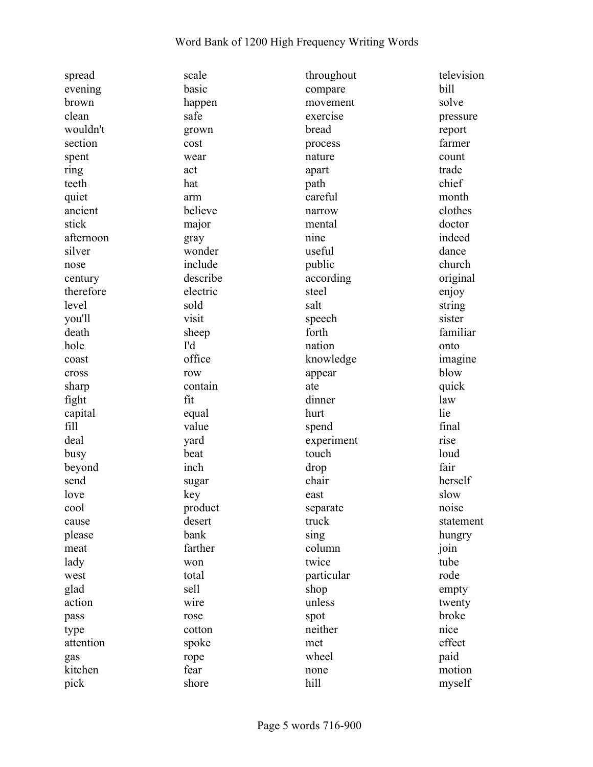spread
evening
brown
clean
wouldn't
section
spent
ring
teeth
quiet
ancient
stick
afternoon
silver
nose
century
therefore
level
you'll
death
hole
coast
cross
sharp
fight
capital
fill
deal
busy
beyond
send
love
cool
cause
please
meat
lady
west
glad
action
pass
type
attention
gas
kitchen
pick
scale
basic
happen
safe
grown
cost
wear
act
hat
arm
believe
major
gray
wonder
include
describe
electric
sold
visit
sheep
I'd
office
row
contain
fit
equal
value
yard
beat
inch
sugar
key
product
desert
bank
farther
won
total
sell
wire
rose
cotton
spoke
rope
fear
shore
throughout
compare
movement
exercise
bread
process
nature
apart
path
careful
narrow
mental
nine
useful
public
according
steel
salt
speech
forth
nation
knowledge
appear
ate
dinner
hurt
spend
experiment
touch
drop
chair
east
separate
truck
sing
column
twice
particular
shop
unless
spot
neither
met
wheel
none
hill
television
bill
solve
pressure
report
farmer
count
trade
chief
month
clothes
doctor
indeed
dance
church
original
enjoy
string
sister
familiar
onto
imagine
blow
quick
law
lie
final
rise
loud
fair
herself
slow
noise
statement
hungry
join
tube
rode
empty
twenty
broke
nice
effect
paid
motion
myself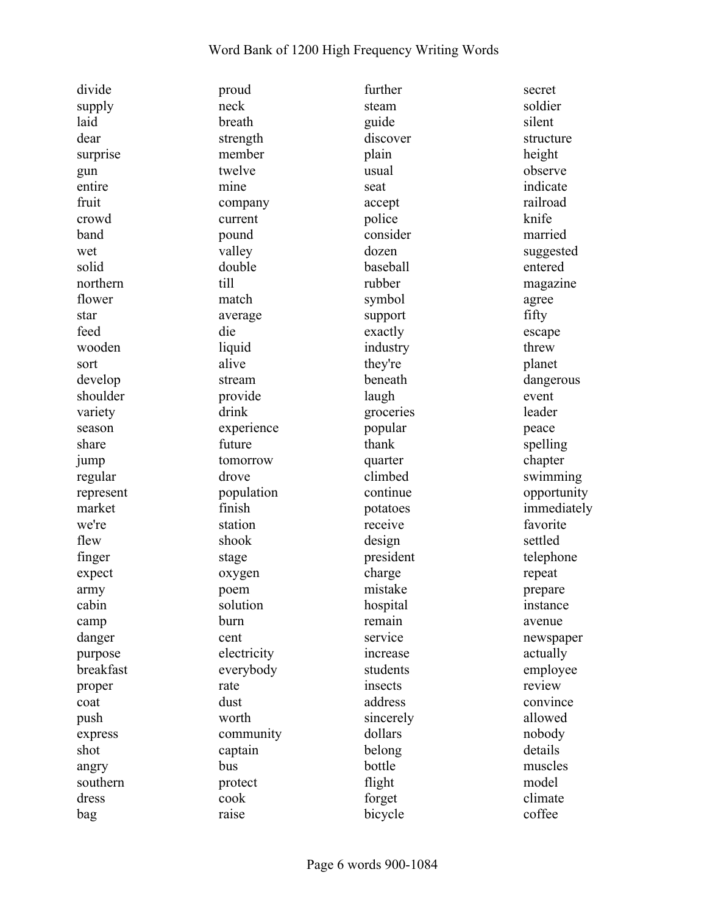- divide
- supply
- laid
- dear
- surprise
- gun
- entire
- fruit
- crowd
- band
- wet
- solid
- northern
- flower
- star
- feed
- wooden
- sort
- develop
- shoulder
- variety
- season
- share
- jump
- regular
- represent
- market
- we're
- flew
- finger
- expect
- army
- cabin
- camp
- danger
- purpose
- breakfast
- proper
- coat
- push
- express
- shot
- angry
- southern
- dress
- bag
- proud
- neck
- breath
- strength
- member
- twelve
- mine
- company
- current
- pound
- valley
- double
- till
- match
- average
- die
- liquid
- alive
- stream
- provide
- drink
- experience
- future
- tomorrow
- drove
- population
- finish
- station
- shook
- stage
- oxygen
- poem
- solution
- burn
- cent
- electricity
- everybody
- rate
- dust
- worth
- community
- captain
- bus
- protect
- cook
- raise
- further
- steam
- guide
- discover
- plain
- usual
- seat
- accept
- police
- consider
- dozen
- baseball
- rubber
- symbol
- support
- exactly
- industry
- they're
- beneath
- laugh
- groceries
- popular
- thank
- quarter
- climbed
- continue
- potatoes
- receive
- design
- president
- charge
- mistake
- hospital
- remain
- service
- increase
- students
- insects
- address
- sincerely
- dollars
- belong
- bottle
- flight
- forget
- bicycle
- secret
- soldier
- silent
- structure
- height
- observe
- indicate
- railroad
- knife
- married
- suggested
- entered
- magazine
- agree
- fifty
- escape
- threw
- planet
- dangerous
- event
- leader
- peace
- spelling
- chapter
- swimming
- opportunity
- immediately
- favorite
- settled
- telephone
- repeat
- prepare
- instance
- avenue
- newspaper
- actually
- employee
- review
- convince
- allowed
- nobody
- details
- muscles
- model
- climate
- coffee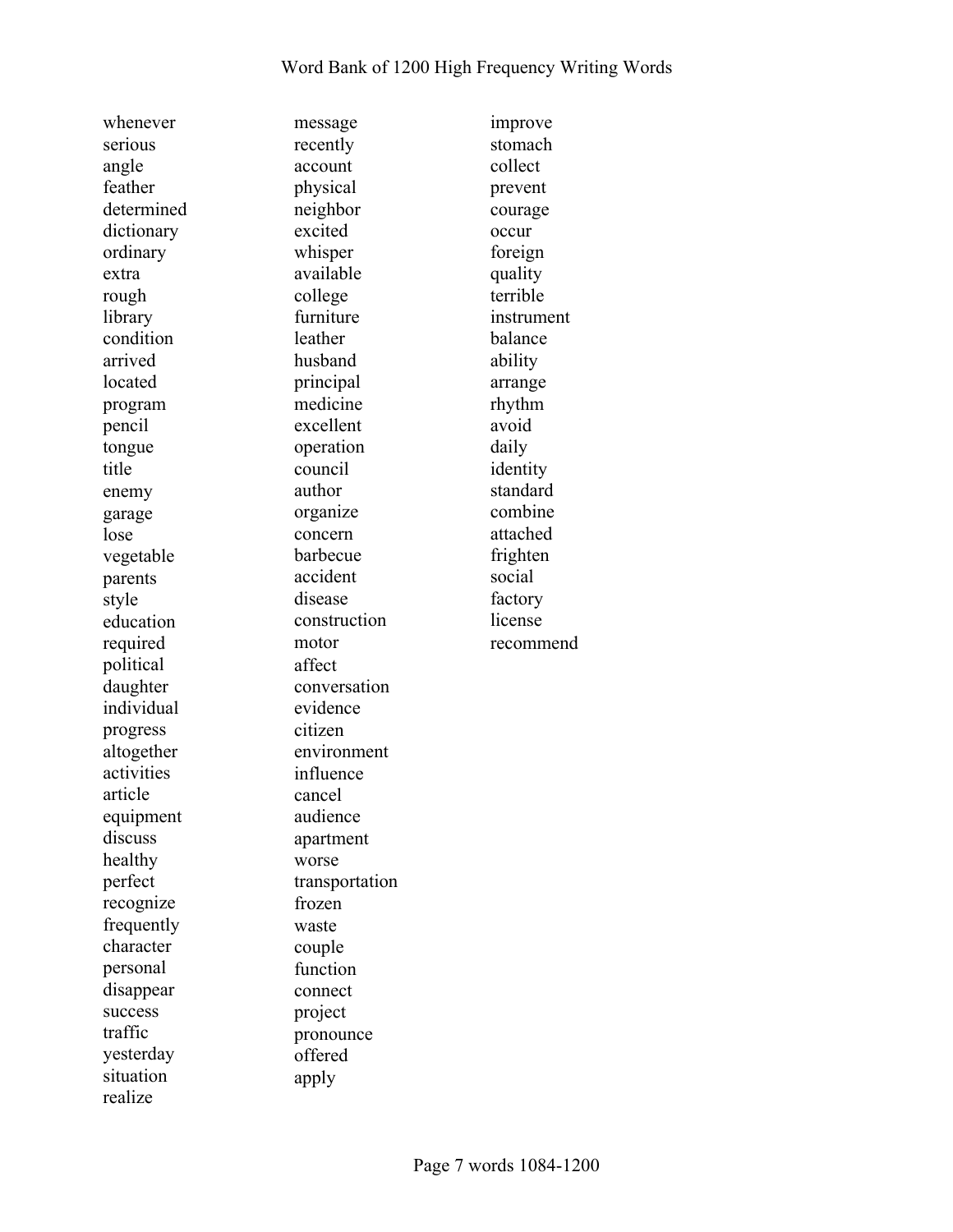whenever
serious
angle
feather
determined
dictionary
ordinary
extra
rough
library
condition
arrived
located
program
pencil
tongue
title
enemy
garage
lose
vegetable
parents
style
education
required
political
daughter
individual
progress
altogether
activities
article
equipment
discuss
healthy
perfect
recognize
frequently
character
personal
disappear
success
traffic
yesterday
situation
realize
message
recently
account
physical
neighbor
excited
whisper
available
college
furniture
leather
husband
principal
medicine
excellent
operation
council
author
organize
concern
barbecue
accident
disease
construction
motor
affect
conversation
evidence
citizen
environment
influence
cancel
audience
apartment
worse
transportation
frozen
waste
couple
function
connect
project
pronounce
offered
apply
improve
stomach
collect
prevent
courage
occur
foreign
quality
terrible
instrument
balance
ability
arrange
rhythm
avoid
daily
identity
standard
combine
attached
frighten
social
factory
license
recommend